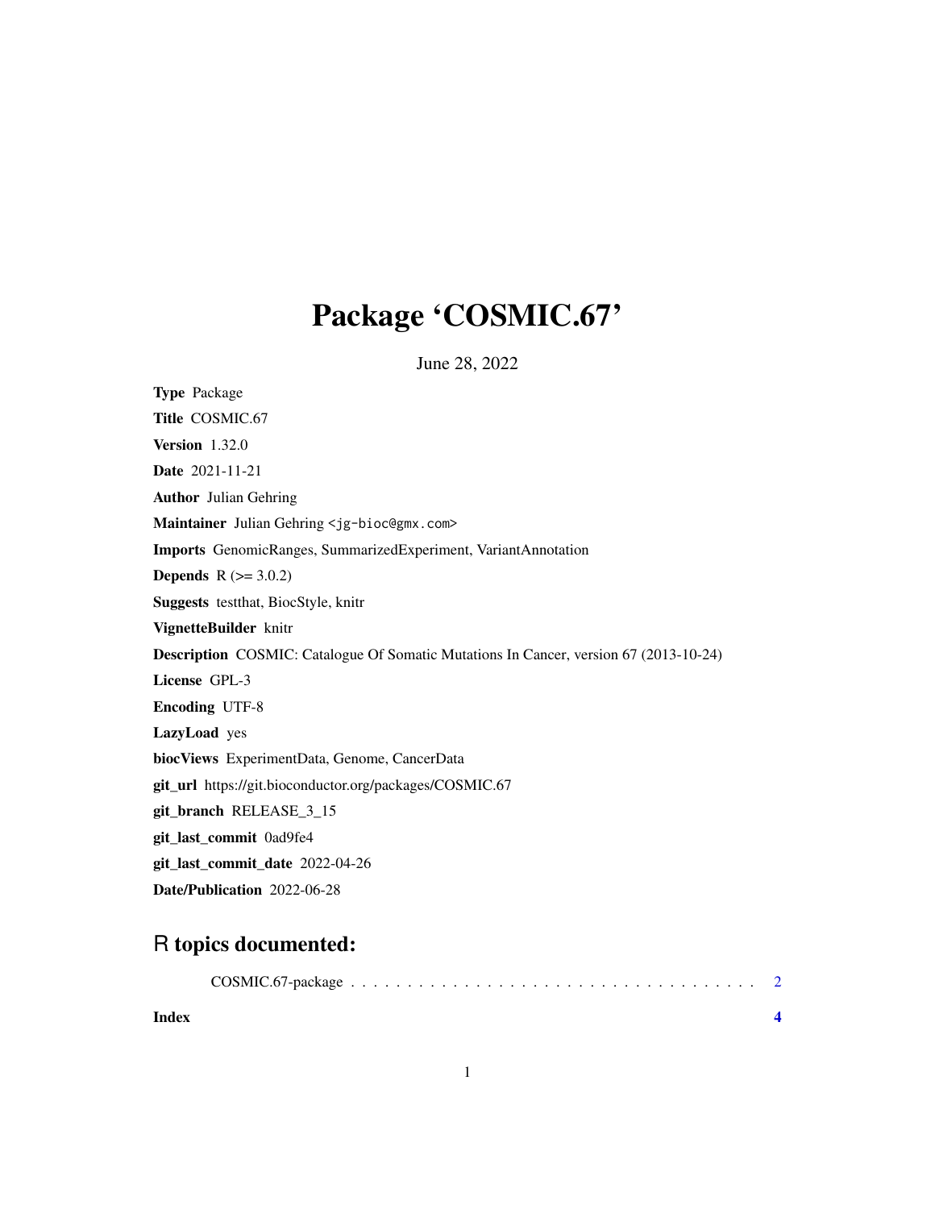# Package 'COSMIC.67'

June 28, 2022

**Type** Package

**Title** COSMIC.67

**Version** 1.32.0

**Date** 2021-11-21

**Author** Julian Gehring

**Maintainer** Julian Gehring <jg-bioc@gmx.com>

**Imports** GenomicRanges, SummarizedExperiment, VariantAnnotation

**Depends** R (>= 3.0.2)

**Suggests** testthat, BiocStyle, knitr

**VignetteBuilder** knitr

**Description** COSMIC: Catalogue Of Somatic Mutations In Cancer, version 67 (2013-10-24)

**License** GPL-3

**Encoding** UTF-8

**LazyLoad** yes

**biocViews** ExperimentData, Genome, CancerData

**git_url** https://git.bioconductor.org/packages/COSMIC.67

**git_branch** RELEASE_3_15

**git_last_commit** 0ad9fe4

**git_last_commit_date** 2022-04-26

**Date/Publication** 2022-06-28

## R topics documented:

COSMIC.67-package . . . . . . . . . . . . . . . . . . . . . . . . . . . . . . . . . . . 2

**Index** **4**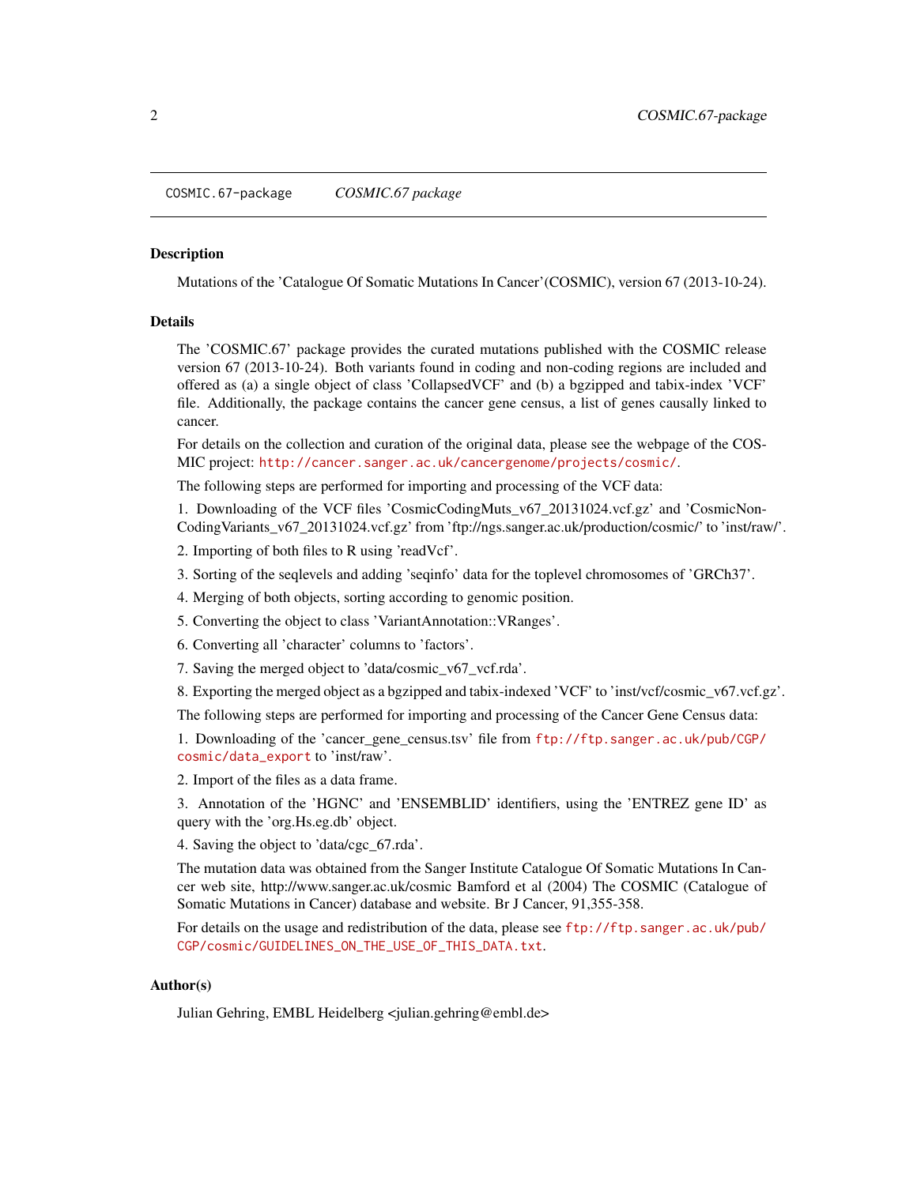COSMIC.67-package *COSMIC.67 package*

---

### Description

Mutations of the 'Catalogue Of Somatic Mutations In Cancer'(COSMIC), version 67 (2013-10-24).

### Details

The 'COSMIC.67' package provides the curated mutations published with the COSMIC release version 67 (2013-10-24). Both variants found in coding and non-coding regions are included and offered as (a) a single object of class 'CollapsedVCF' and (b) a bgzipped and tabix-index 'VCF' file. Additionally, the package contains the cancer gene census, a list of genes causally linked to cancer.

For details on the collection and curation of the original data, please see the webpage of the COSMIC project: http://cancer.sanger.ac.uk/cancergenome/projects/cosmic/.

The following steps are performed for importing and processing of the VCF data:

1. Downloading of the VCF files 'CosmicCodingMuts_v67_20131024.vcf.gz' and 'CosmicNonCodingVariants_v67_20131024.vcf.gz' from 'ftp://ngs.sanger.ac.uk/production/cosmic/' to 'inst/raw/'.

2. Importing of both files to R using 'readVcf'.

3. Sorting of the seqlevels and adding 'seqinfo' data for the toplevel chromosomes of 'GRCh37'.

4. Merging of both objects, sorting according to genomic position.

5. Converting the object to class 'VariantAnnotation::VRanges'.

6. Converting all 'character' columns to 'factors'.

7. Saving the merged object to 'data/cosmic_v67_vcf.rda'.

8. Exporting the merged object as a bgzipped and tabix-indexed 'VCF' to 'inst/vcf/cosmic_v67.vcf.gz'.

The following steps are performed for importing and processing of the Cancer Gene Census data:

1. Downloading of the 'cancer_gene_census.tsv' file from ftp://ftp.sanger.ac.uk/pub/CGP/cosmic/data_export to 'inst/raw'.

2. Import of the files as a data frame.

3. Annotation of the 'HGNC' and 'ENSEMBLID' identifiers, using the 'ENTREZ gene ID' as query with the 'org.Hs.eg.db' object.

4. Saving the object to 'data/cgc_67.rda'.

The mutation data was obtained from the Sanger Institute Catalogue Of Somatic Mutations In Cancer web site, http://www.sanger.ac.uk/cosmic Bamford et al (2004) The COSMIC (Catalogue of Somatic Mutations in Cancer) database and website. Br J Cancer, 91,355-358.

For details on the usage and redistribution of the data, please see ftp://ftp.sanger.ac.uk/pub/CGP/cosmic/GUIDELINES_ON_THE_USE_OF_THIS_DATA.txt.

### Author(s)

Julian Gehring, EMBL Heidelberg <julian.gehring@embl.de>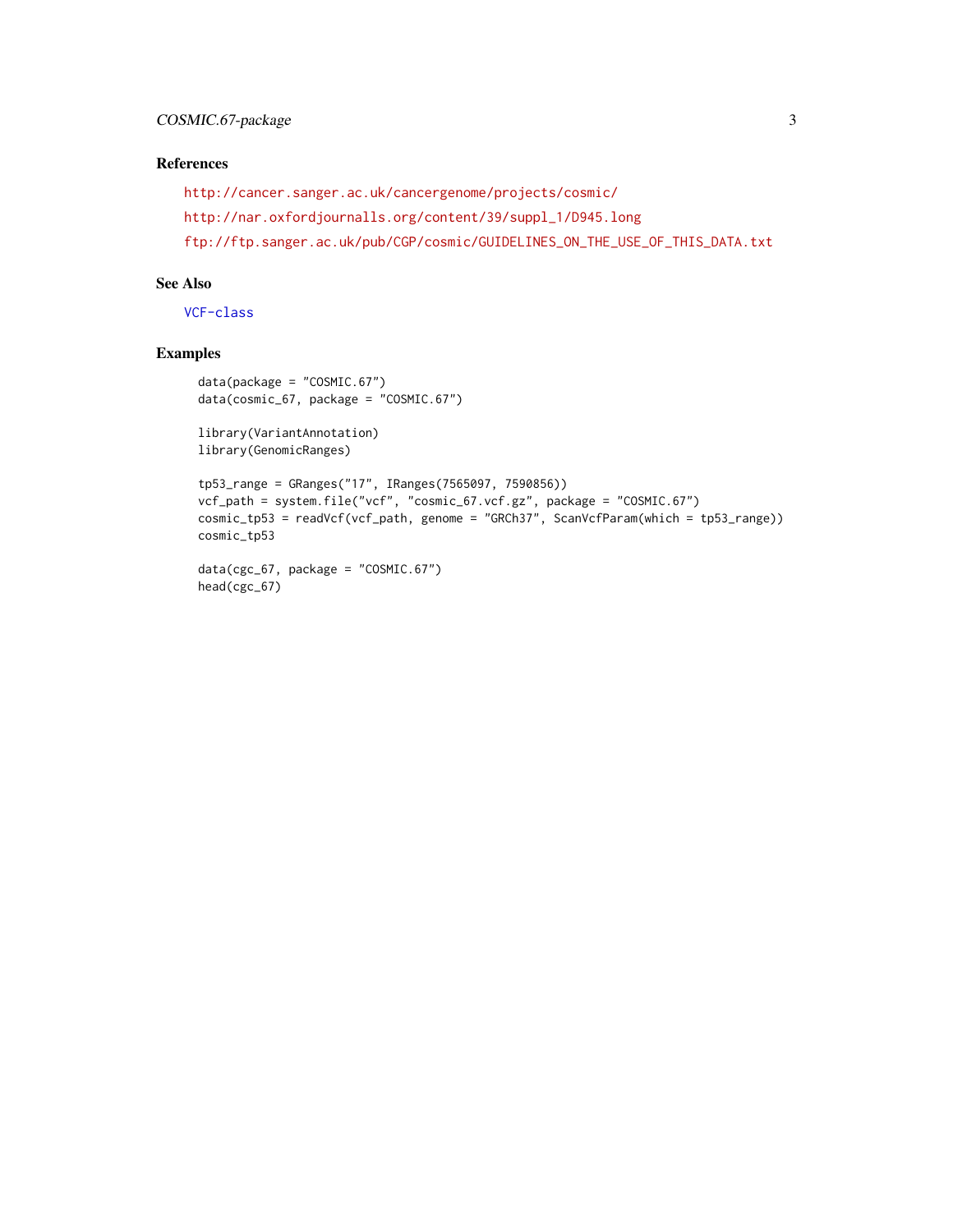## References

http://cancer.sanger.ac.uk/cancergenome/projects/cosmic/

http://nar.oxfordjournalls.org/content/39/suppl_1/D945.long

ftp://ftp.sanger.ac.uk/pub/CGP/cosmic/GUIDELINES_ON_THE_USE_OF_THIS_DATA.txt

## See Also

VCF-class

## Examples

```
data(package = "COSMIC.67")
data(cosmic_67, package = "COSMIC.67")

library(VariantAnnotation)
library(GenomicRanges)

tp53_range = GRanges("17", IRanges(7565097, 7590856))
vcf_path = system.file("vcf", "cosmic_67.vcf.gz", package = "COSMIC.67")
cosmic_tp53 = readVcf(vcf_path, genome = "GRCh37", ScanVcfParam(which = tp53_range))
cosmic_tp53

data(cgc_67, package = "COSMIC.67")
head(cgc_67)
```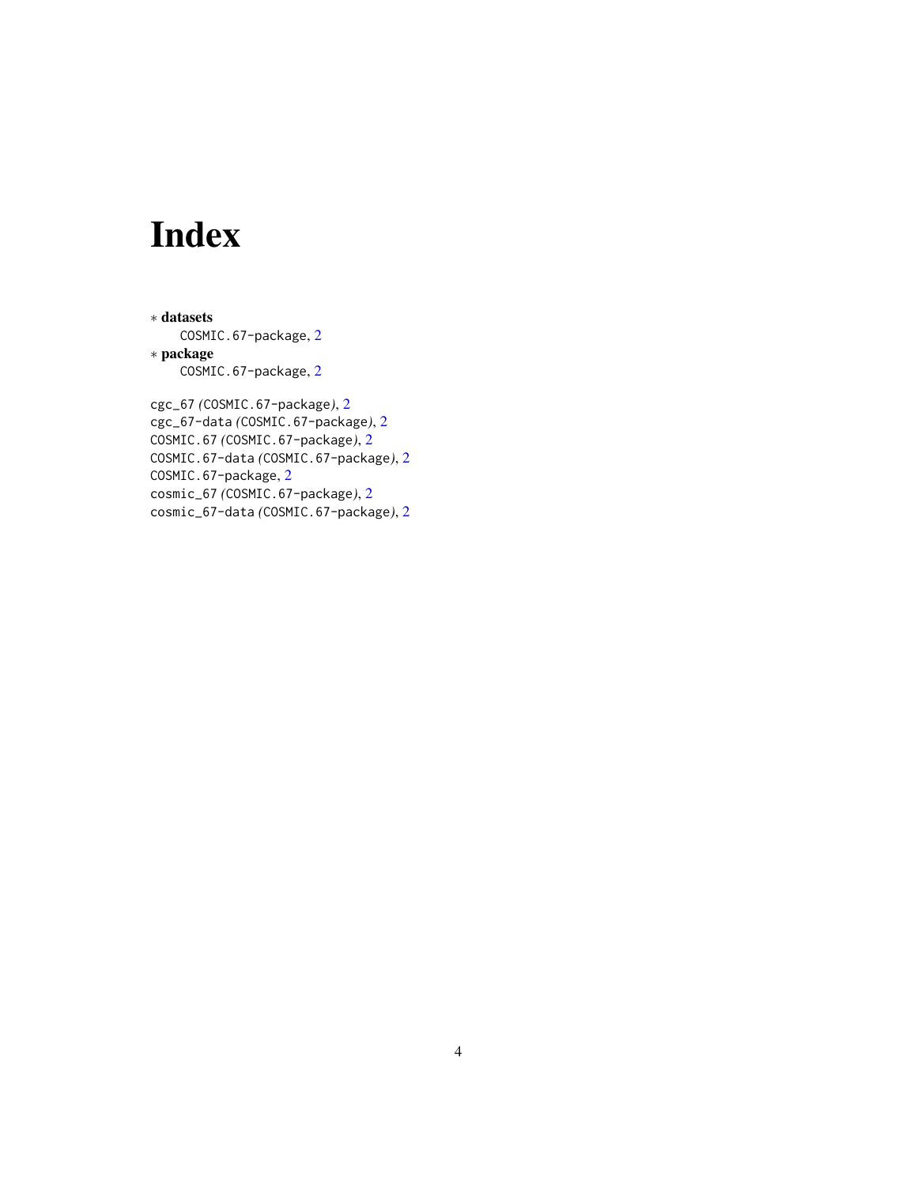# Index

∗ **datasets**
    COSMIC.67-package, 2
∗ **package**
    COSMIC.67-package, 2

cgc_67 *(*COSMIC.67-package*)*, 2
cgc_67-data *(*COSMIC.67-package*)*, 2
COSMIC.67 *(*COSMIC.67-package*)*, 2
COSMIC.67-data *(*COSMIC.67-package*)*, 2
COSMIC.67-package, 2
cosmic_67 *(*COSMIC.67-package*)*, 2
cosmic_67-data *(*COSMIC.67-package*)*, 2